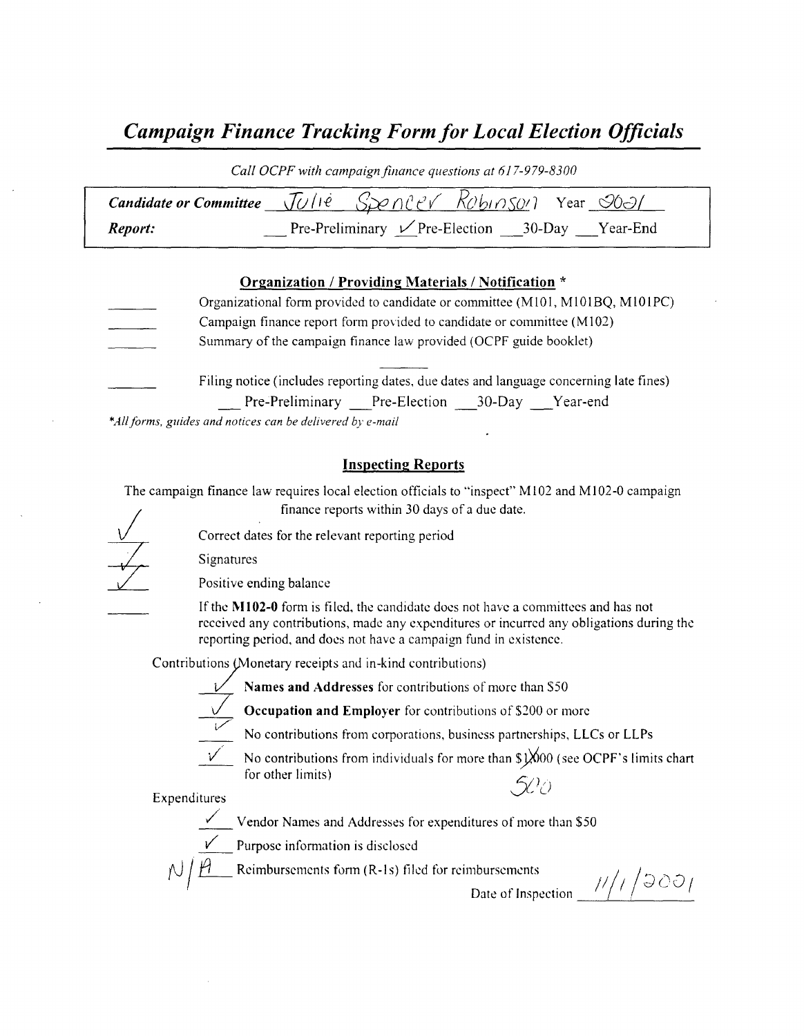# *Campaign Finance Tracking Form for Local Election Officials*

*Call OCPF with campaign finance questions at 617-979-8300*

**Candidate or Committee** Julie Spencer Robinson Year 2001

**Report:** \_\_ Pre-Preliminary ✓ Pre-Election \_\_ 30-Day \_\_ Year-End

## Organization / Providing Materials / Notification *

\_\_\_\_ Organizational form provided to candidate or committee (M101, M101BQ, M101PC)

\_\_\_\_ Campaign finance report form provided to candidate or committee (M102)

\_\_\_\_ Summary of the campaign finance law provided (OCPF guide booklet)

\_\_\_\_ Filing notice (includes reporting dates, due dates and language concerning late fines)

\_\_ Pre-Preliminary \_\_ Pre-Election \_\_ 30-Day \_\_ Year-end

*\*All forms, guides and notices can be delivered by e-mail*

## Inspecting Reports

The campaign finance law requires local election officials to "inspect" M102 and M102-0 campaign finance reports within 30 days of a due date.

✓ Correct dates for the relevant reporting period

✓ Signatures

✓ Positive ending balance

\_\_\_\_ If the **M102-0** form is filed, the candidate does not have a committees and has not received any contributions, made any expenditures or incurred any obligations during the reporting period, and does not have a campaign fund in existence.

Contributions (Monetary receipts and in-kind contributions)

✓ **Names and Addresses** for contributions of more than $50

✓ **Occupation and Employer** for contributions of $200 or more

✓ No contributions from corporations, business partnerships, LLCs or LLPs

✓ No contributions from individuals for more than ~~$1,000~~ 500 (see OCPF's limits chart for other limits)

Expenditures

✓ Vendor Names and Addresses for expenditures of more than $50

✓ Purpose information is disclosed

N/A Reimbursements form (R-1s) filed for reimbursements

Date of Inspection 11/1/2001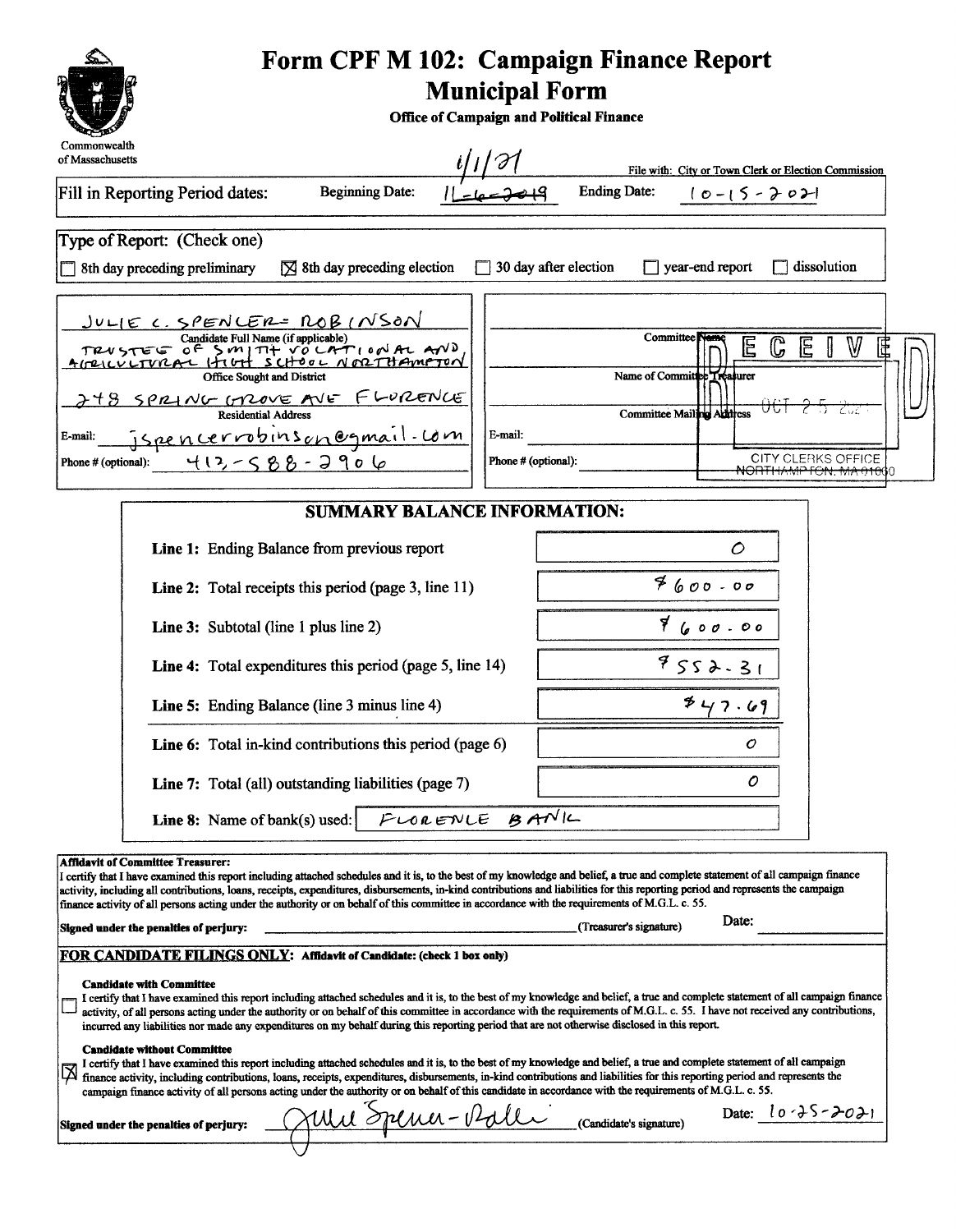# Form CPF M 102: Campaign Finance Report Municipal Form

**Office of Campaign and Political Finance**

Commonwealth of Massachusetts

1/1/21

File with: City or Town Clerk or Election Commission

Fill in Reporting Period dates: Beginning Date: 11-6-2019 Ending Date: 10-15-2021

Type of Report: (Check one)

☐ 8th day preceding preliminary ☒ 8th day preceding election ☐ 30 day after election ☐ year-end report ☐ dissolution

JULIE C. SPENCER-ROBINSON
Candidate Full Name (if applicable)

TRUSTEE OF SMITH VOCATIONAL AND AGRICULTURAL HIGH SCHOOL NORTHAMPTON
Office Sought and District

248 SPRING GROVE AVE FLORENCE
Residential Address

E-mail: jspencerrobinson@gmail.com

Phone # (optional): 413-588-2906

Committee Name

Name of Committee Treasurer

Committee Mailing Address

E-mail:

Phone # (optional):

RECEIVED OCT 25 2021 CITY CLERKS OFFICE NORTHAMPTON, MA 01060

## SUMMARY BALANCE INFORMATION:

| | |
|---|---|
| Line 1: Ending Balance from previous report | 0 |
| Line 2: Total receipts this period (page 3, line 11) | $600.00 |
| Line 3: Subtotal (line 1 plus line 2) | $600.00 |
| Line 4: Total expenditures this period (page 5, line 14) | $552.31 |
| Line 5: Ending Balance (line 3 minus line 4) | $47.69 |
| Line 6: Total in-kind contributions this period (page 6) | 0 |
| Line 7: Total (all) outstanding liabilities (page 7) | 0 |
| Line 8: Name of bank(s) used: | FLORENCE BANK |

**Affidavit of Committee Treasurer:**
I certify that I have examined this report including attached schedules and it is, to the best of my knowledge and belief, a true and complete statement of all campaign finance activity, including all contributions, loans, receipts, expenditures, disbursements, in-kind contributions and liabilities for this reporting period and represents the campaign finance activity of all persons acting under the authority or on behalf of this committee in accordance with the requirements of M.G.L. c. 55.

**Signed under the penalties of perjury:** ______________________ (Treasurer's signature) Date: ____________

**FOR CANDIDATE FILINGS ONLY: Affidavit of Candidate: (check 1 box only)**

☐ **Candidate with Committee**
I certify that I have examined this report including attached schedules and it is, to the best of my knowledge and belief, a true and complete statement of all campaign finance activity, of all persons acting under the authority or on behalf of this committee in accordance with the requirements of M.G.L. c. 55. I have not received any contributions, incurred any liabilities nor made any expenditures on my behalf during this reporting period that are not otherwise disclosed in this report.

☒ **Candidate without Committee**
I certify that I have examined this report including attached schedules and it is, to the best of my knowledge and belief, a true and complete statement of all campaign finance activity, including contributions, loans, receipts, expenditures, disbursements, in-kind contributions and liabilities for this reporting period and represents the campaign finance activity of all persons acting under the authority or on behalf of this candidate in accordance with the requirements of M.G.L. c. 55.

**Signed under the penalties of perjury:** Julie Spencer-Robinson (Candidate's signature) Date: 10-25-2021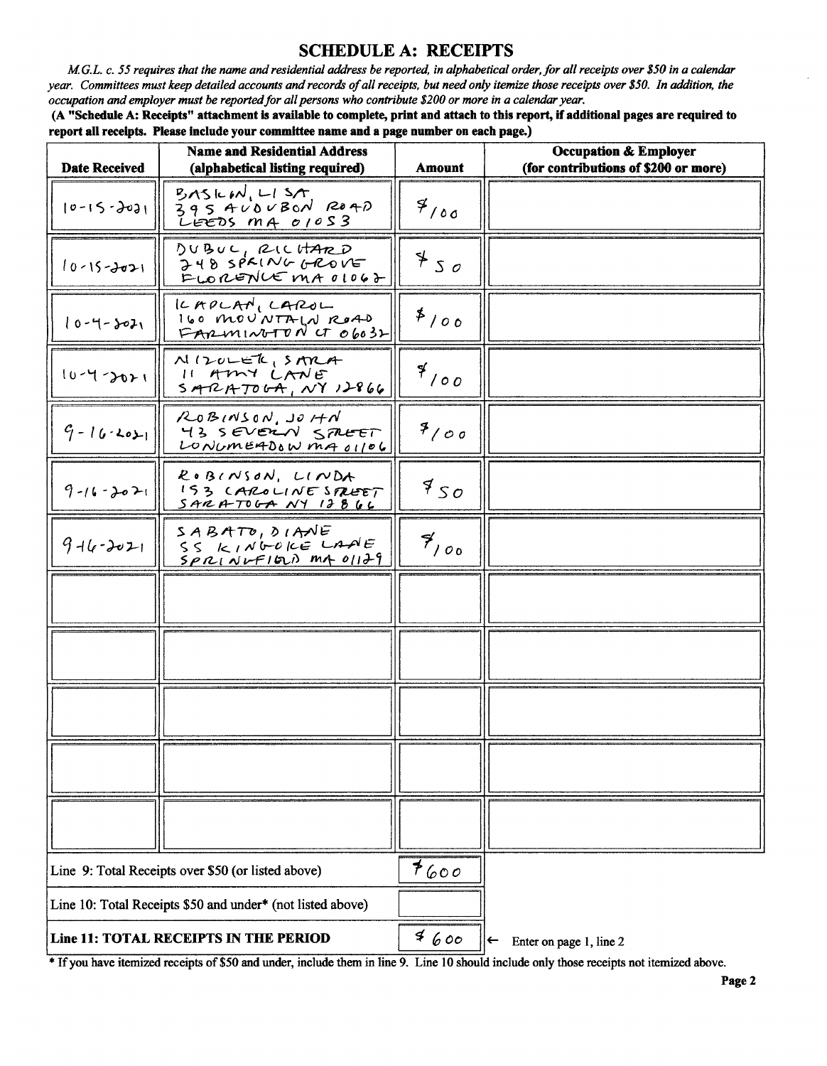## SCHEDULE A: RECEIPTS

*M.G.L. c. 55 requires that the name and residential address be reported, in alphabetical order, for all receipts over $50 in a calendar year. Committees must keep detailed accounts and records of all receipts, but need only itemize those receipts over $50. In addition, the occupation and employer must be reported for all persons who contribute $200 or more in a calendar year.*

**(A "Schedule A: Receipts" attachment is available to complete, print and attach to this report, if additional pages are required to report all receipts. Please include your committee name and a page number on each page.)**

| Date Received | Name and Residential Address (alphabetical listing required) | Amount | Occupation & Employer (for contributions of $200 or more) |
|---|---|---|---|
| 10-15-2021 | BASKIN, LISA 395 AUDUBON ROAD LEEDS MA 01053 | $100 | |
| 10-15-2021 | DUBUC, RICHARD 248 SPRING GROVE FLORENCE MA 01062 | $50 | |
| 10-4-2021 | KAPLAN, CAROL 160 MOUNTAIN ROAD FARMINGTON CT 06032 | $100 | |
| 10-4-2021 | NIZOLEK, SARA 11 AMY LANE SARATOGA, NY 12866 | $100 | |
| 9-16-2021 | ROBINSON, JOHN 43 SEVERN STREET LONGMEADOW MA 01106 | $100 | |
| 9-16-2021 | ROBINSON, LINDA 153 CAROLINE STREET SARATOGA NY 12866 | $50 | |
| 9-16-2021 | SABATO, DIANE 55 KINGGOKE LANE SPRINGFIELD MA 01129 | $100 | |
| | | | |
| | | | |
| | | | |
| | | | |
| | | | |
| Line 9: Total Receipts over $50 (or listed above) | | $600 | |
| Line 10: Total Receipts $50 and under* (not listed above) | | | |
| **Line 11: TOTAL RECEIPTS IN THE PERIOD** | | $600 | ← Enter on page 1, line 2 |

\* If you have itemized receipts of $50 and under, include them in line 9. Line 10 should include only those receipts not itemized above.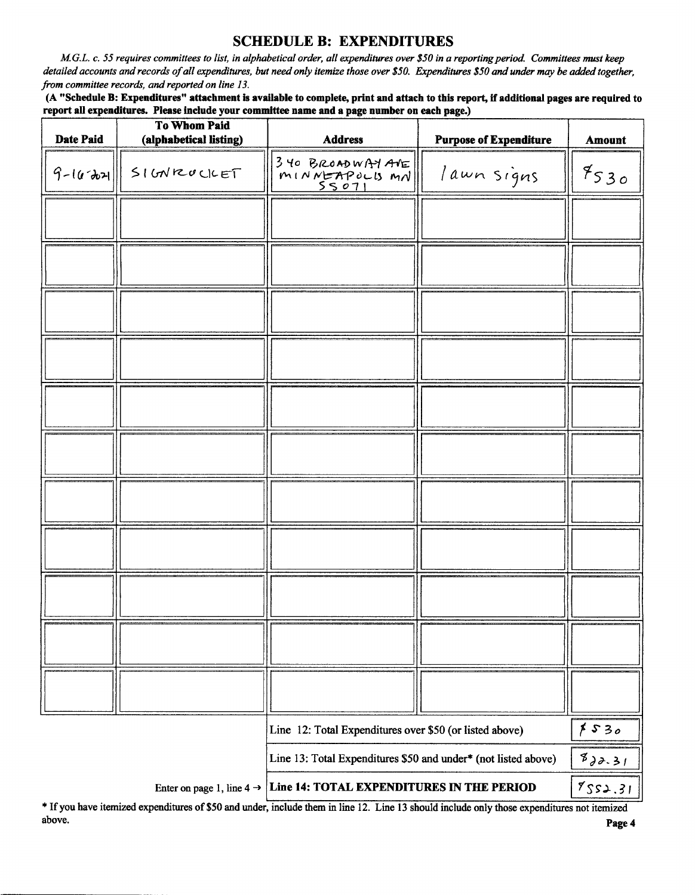## SCHEDULE B: EXPENDITURES

*M.G.L. c. 55 requires committees to list, in alphabetical order, all expenditures over $50 in a reporting period. Committees must keep detailed accounts and records of all expenditures, but need only itemize those over $50. Expenditures $50 and under may be added together, from committee records, and reported on line 13.*

**(A "Schedule B: Expenditures" attachment is available to complete, print and attach to this report, if additional pages are required to report all expenditures. Please include your committee name and a page number on each page.)**

| Date Paid | To Whom Paid (alphabetical listing) | Address | Purpose of Expenditure | Amount |
|---|---|---|---|---|
| 9-16-2021 | SIGNROCKET | 340 BROADWAY AVE MINNEAPOLIS MN 55071 | lawn signs | $530 |
| | | | | |
| | | | | |
| | | | | |
| | | | | |
| | | | | |
| | | | | |
| | | | | |
| | | | | |
| | | | | |
| | | | | |
| | | | | |

| | |
|---|---|
| Line 12: Total Expenditures over $50 (or listed above) | $530 |
| Line 13: Total Expenditures $50 and under* (not listed above) | $22.31 |
| Enter on page 1, line 4 → **Line 14: TOTAL EXPENDITURES IN THE PERIOD** | $552.31 |

\* If you have itemized expenditures of $50 and under, include them in line 12. Line 13 should include only those expenditures not itemized above.